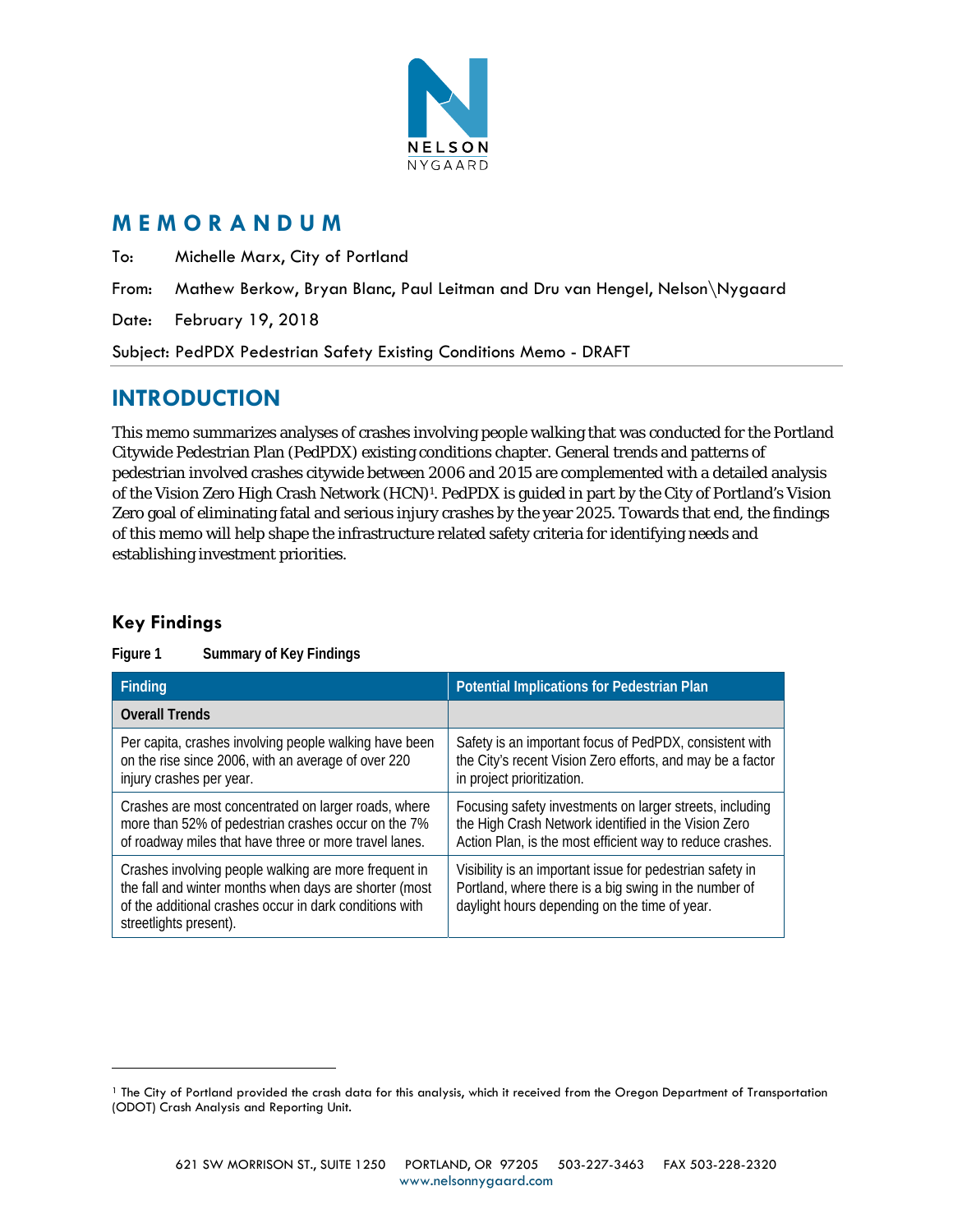# MEMORANDUM

To: Michelle Marx, City of Portland

From: Mathew Berkow, Bryan Blanc, Paul Leitman and Dru van Hengel, Nelson\Nygaard

Date: February 19, 2018

Subject: PedPDX Pedestrian Safety Existing Conditions Memo - DRAFT

## INTRODUCTION

This memo summarizes analyses of crashes involving people walking that was conducted for the Portland Citywide Pedestrian Plan (PedPDX) existing conditions chapter. General trends and patterns of pedestrian involved crashes citywide between 2006 and 2015 are complemented with a detailed analysis of the Vision Zero High Crash Network (HCN)[1]. PedPDX is guided in part by the City of Portland's Vision Zero goal of eliminating fatal and serious injury crashes by the year 2025. Towards that end, the findings of this memo will help shape the infrastructure related safety criteria for identifying needs and establishing investment priorities.

### Key Findings

**Figure 1 Summary of Key Findings**

| Finding | Potential Implications for Pedestrian Plan |
| --- | --- |
| **Overall Trends** | |
| Per capita, crashes involving people walking have been on the rise since 2006, with an average of over 220 injury crashes per year. | Safety is an important focus of PedPDX, consistent with the City's recent Vision Zero efforts, and may be a factor in project prioritization. |
| Crashes are most concentrated on larger roads, where more than 52% of pedestrian crashes occur on the 7% of roadway miles that have three or more travel lanes. | Focusing safety investments on larger streets, including the High Crash Network identified in the Vision Zero Action Plan, is the most efficient way to reduce crashes. |
| Crashes involving people walking are more frequent in the fall and winter months when days are shorter (most of the additional crashes occur in dark conditions with streetlights present). | Visibility is an important issue for pedestrian safety in Portland, where there is a big swing in the number of daylight hours depending on the time of year. |

[1] The City of Portland provided the crash data for this analysis, which it received from the Oregon Department of Transportation (ODOT) Crash Analysis and Reporting Unit.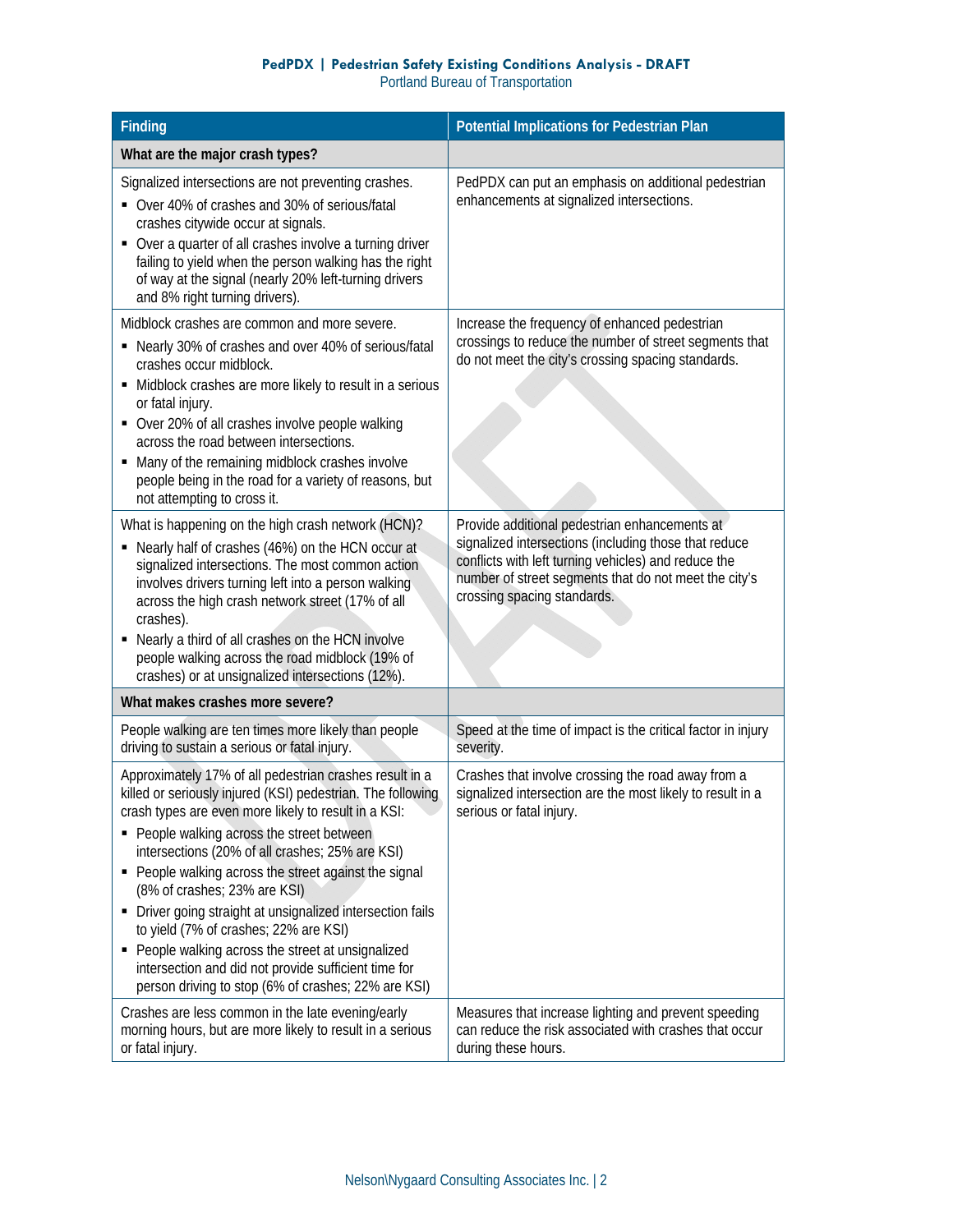| Finding | Potential Implications for Pedestrian Plan |
|---|---|
| **What are the major crash types?** | |
| Signalized intersections are not preventing crashes.<br>▪ Over 40% of crashes and 30% of serious/fatal crashes citywide occur at signals.<br>▪ Over a quarter of all crashes involve a turning driver failing to yield when the person walking has the right of way at the signal (nearly 20% left-turning drivers and 8% right turning drivers). | PedPDX can put an emphasis on additional pedestrian enhancements at signalized intersections. |
| Midblock crashes are common and more severe.<br>▪ Nearly 30% of crashes and over 40% of serious/fatal crashes occur midblock.<br>▪ Midblock crashes are more likely to result in a serious or fatal injury.<br>▪ Over 20% of all crashes involve people walking across the road between intersections.<br>▪ Many of the remaining midblock crashes involve people being in the road for a variety of reasons, but not attempting to cross it. | Increase the frequency of enhanced pedestrian crossings to reduce the number of street segments that do not meet the city's crossing spacing standards. |
| What is happening on the high crash network (HCN)?<br>▪ Nearly half of crashes (46%) on the HCN occur at signalized intersections. The most common action involves drivers turning left into a person walking across the high crash network street (17% of all crashes).<br>▪ Nearly a third of all crashes on the HCN involve people walking across the road midblock (19% of crashes) or at unsignalized intersections (12%). | Provide additional pedestrian enhancements at signalized intersections (including those that reduce conflicts with left turning vehicles) and reduce the number of street segments that do not meet the city's crossing spacing standards. |
| **What makes crashes more severe?** | |
| People walking are ten times more likely than people driving to sustain a serious or fatal injury. | Speed at the time of impact is the critical factor in injury severity. |
| Approximately 17% of all pedestrian crashes result in a killed or seriously injured (KSI) pedestrian. The following crash types are even more likely to result in a KSI:<br>▪ People walking across the street between intersections (20% of all crashes; 25% are KSI)<br>▪ People walking across the street against the signal (8% of crashes; 23% are KSI)<br>▪ Driver going straight at unsignalized intersection fails to yield (7% of crashes; 22% are KSI)<br>▪ People walking across the street at unsignalized intersection and did not provide sufficient time for person driving to stop (6% of crashes; 22% are KSI) | Crashes that involve crossing the road away from a signalized intersection are the most likely to result in a serious or fatal injury. |
| Crashes are less common in the late evening/early morning hours, but are more likely to result in a serious or fatal injury. | Measures that increase lighting and prevent speeding can reduce the risk associated with crashes that occur during these hours. |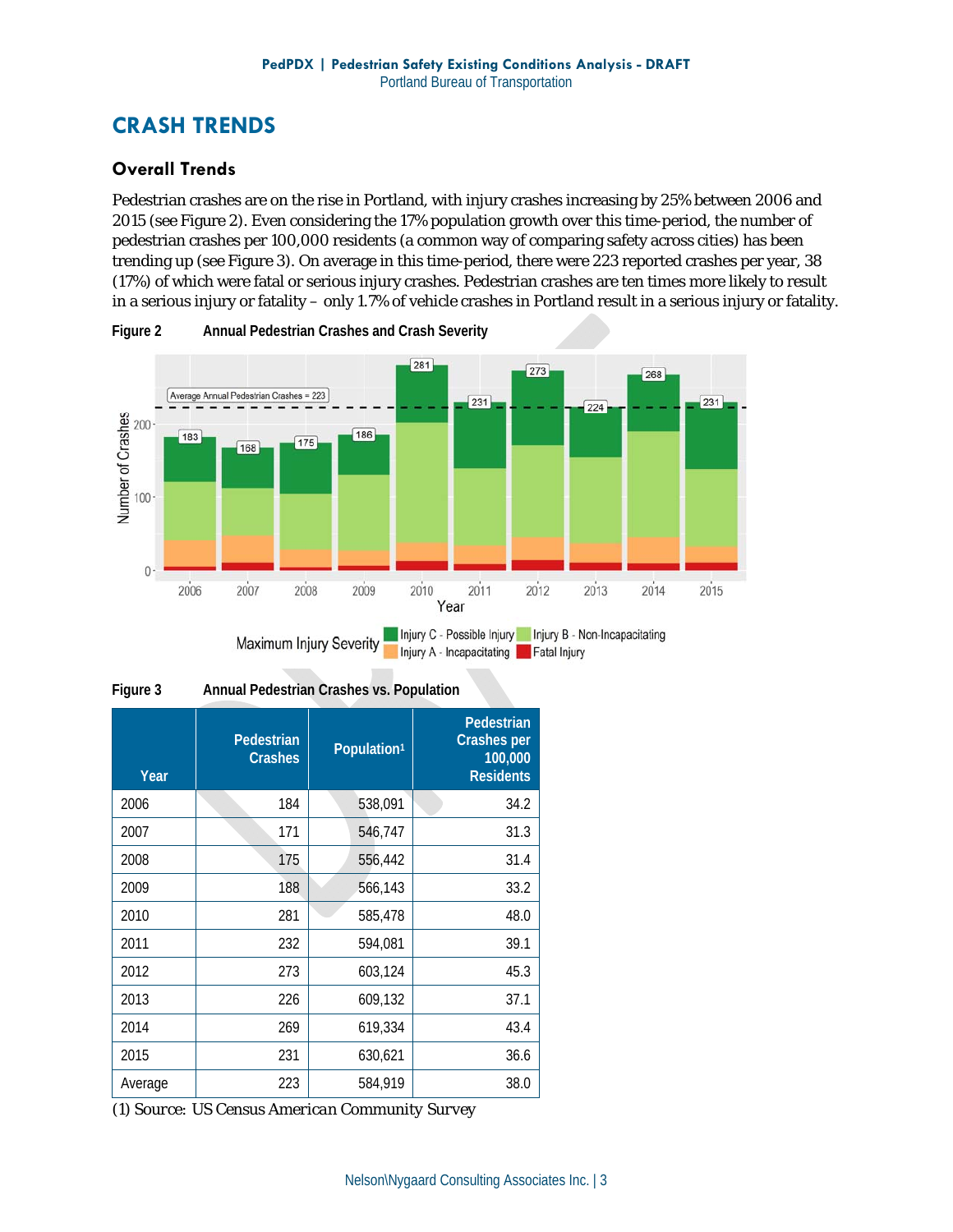## CRASH TRENDS

### Overall Trends

Pedestrian crashes are on the rise in Portland, with injury crashes increasing by 25% between 2006 and 2015 (see Figure 2). Even considering the 17% population growth over this time-period, the number of pedestrian crashes per 100,000 residents (a common way of comparing safety across cities) has been trending up (see Figure 3). On average in this time-period, there were 223 reported crashes per year, 38 (17%) of which were fatal or serious injury crashes. Pedestrian crashes are ten times more likely to result in a serious injury or fatality – only 1.7% of vehicle crashes in Portland result in a serious injury or fatality.

**Figure 2** Annual Pedestrian Crashes and Crash Severity

**Figure 3** Annual Pedestrian Crashes vs. Population

| Year | Pedestrian Crashes | Population[1] | Pedestrian Crashes per 100,000 Residents |
|---|---|---|---|
| 2006 | 184 | 538,091 | 34.2 |
| 2007 | 171 | 546,747 | 31.3 |
| 2008 | 175 | 556,442 | 31.4 |
| 2009 | 188 | 566,143 | 33.2 |
| 2010 | 281 | 585,478 | 48.0 |
| 2011 | 232 | 594,081 | 39.1 |
| 2012 | 273 | 603,124 | 45.3 |
| 2013 | 226 | 609,132 | 37.1 |
| 2014 | 269 | 619,334 | 43.4 |
| 2015 | 231 | 630,621 | 36.6 |
| Average | 223 | 584,919 | 38.0 |

*(1) Source: US Census American Community Survey*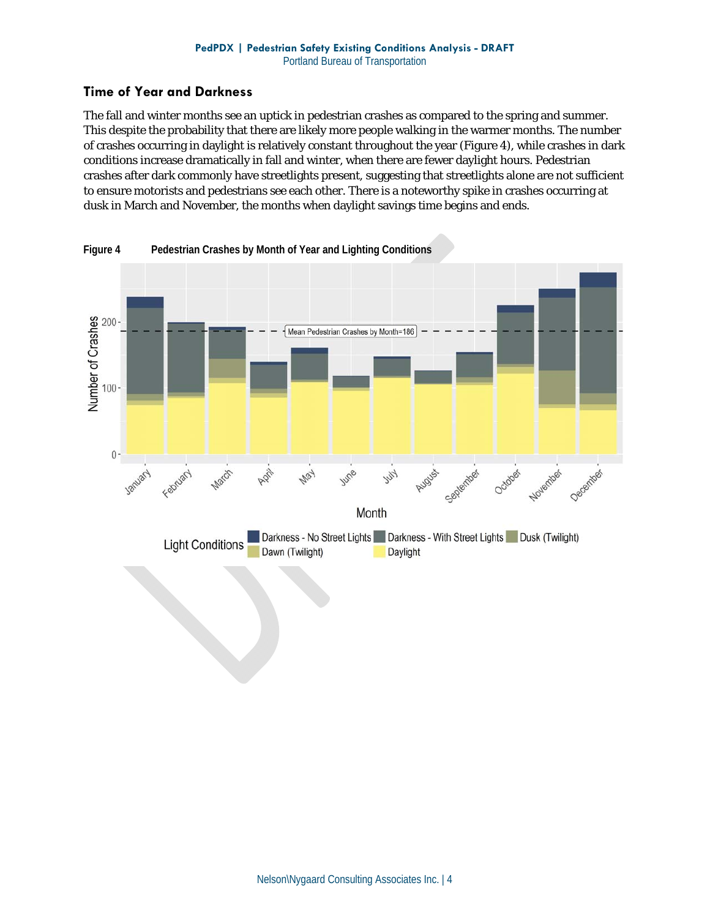## Time of Year and Darkness

The fall and winter months see an uptick in pedestrian crashes as compared to the spring and summer. This despite the probability that there are likely more people walking in the warmer months. The number of crashes occurring in daylight is relatively constant throughout the year (Figure 4), while crashes in dark conditions increase dramatically in fall and winter, when there are fewer daylight hours. Pedestrian crashes after dark commonly have streetlights present, suggesting that streetlights alone are not sufficient to ensure motorists and pedestrians see each other. There is a noteworthy spike in crashes occurring at dusk in March and November, the months when daylight savings time begins and ends.

**Figure 4 Pedestrian Crashes by Month of Year and Lighting Conditions**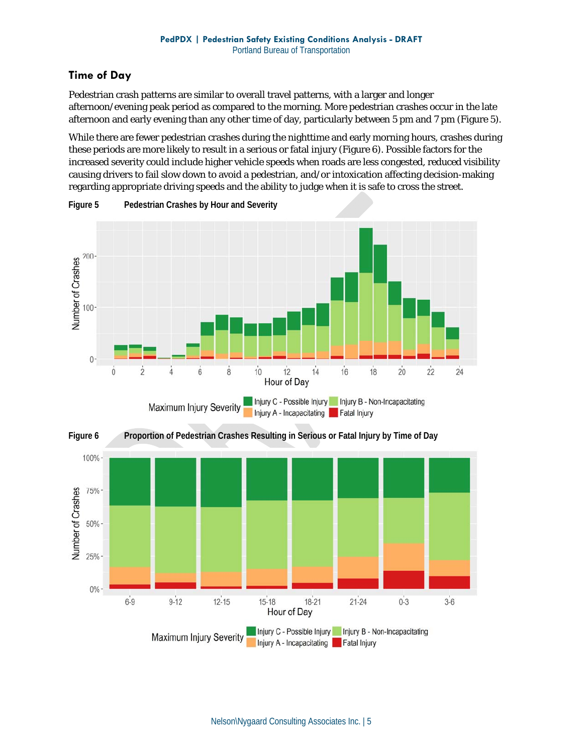## Time of Day

Pedestrian crash patterns are similar to overall travel patterns, with a larger and longer afternoon/evening peak period as compared to the morning. More pedestrian crashes occur in the late afternoon and early evening than any other time of day, particularly between 5 pm and 7 pm (Figure 5).

While there are fewer pedestrian crashes during the nighttime and early morning hours, crashes during these periods are more likely to result in a serious or fatal injury (Figure 6). Possible factors for the increased severity could include higher vehicle speeds when roads are less congested, reduced visibility causing drivers to fail slow down to avoid a pedestrian, and/or intoxication affecting decision-making regarding appropriate driving speeds and the ability to judge when it is safe to cross the street.

**Figure 5 Pedestrian Crashes by Hour and Severity**

**Figure 6 Proportion of Pedestrian Crashes Resulting in Serious or Fatal Injury by Time of Day**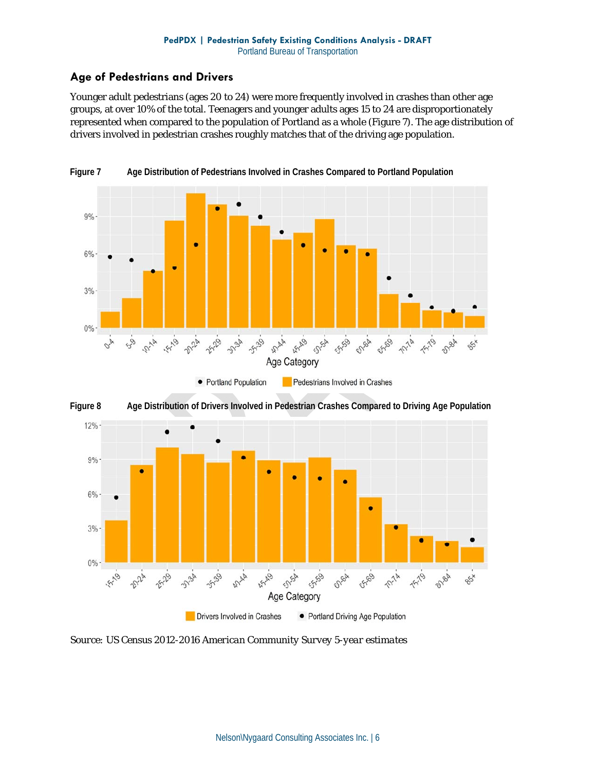## Age of Pedestrians and Drivers

Younger adult pedestrians (ages 20 to 24) were more frequently involved in crashes than other age groups, at over 10% of the total. Teenagers and younger adults ages 15 to 24 are disproportionately represented when compared to the population of Portland as a whole (Figure 7). The age distribution of drivers involved in pedestrian crashes roughly matches that of the driving age population.

**Figure 7** **Age Distribution of Pedestrians Involved in Crashes Compared to Portland Population**

**Figure 8** **Age Distribution of Drivers Involved in Pedestrian Crashes Compared to Driving Age Population**

*Source: US Census 2012-2016 American Community Survey 5-year estimates*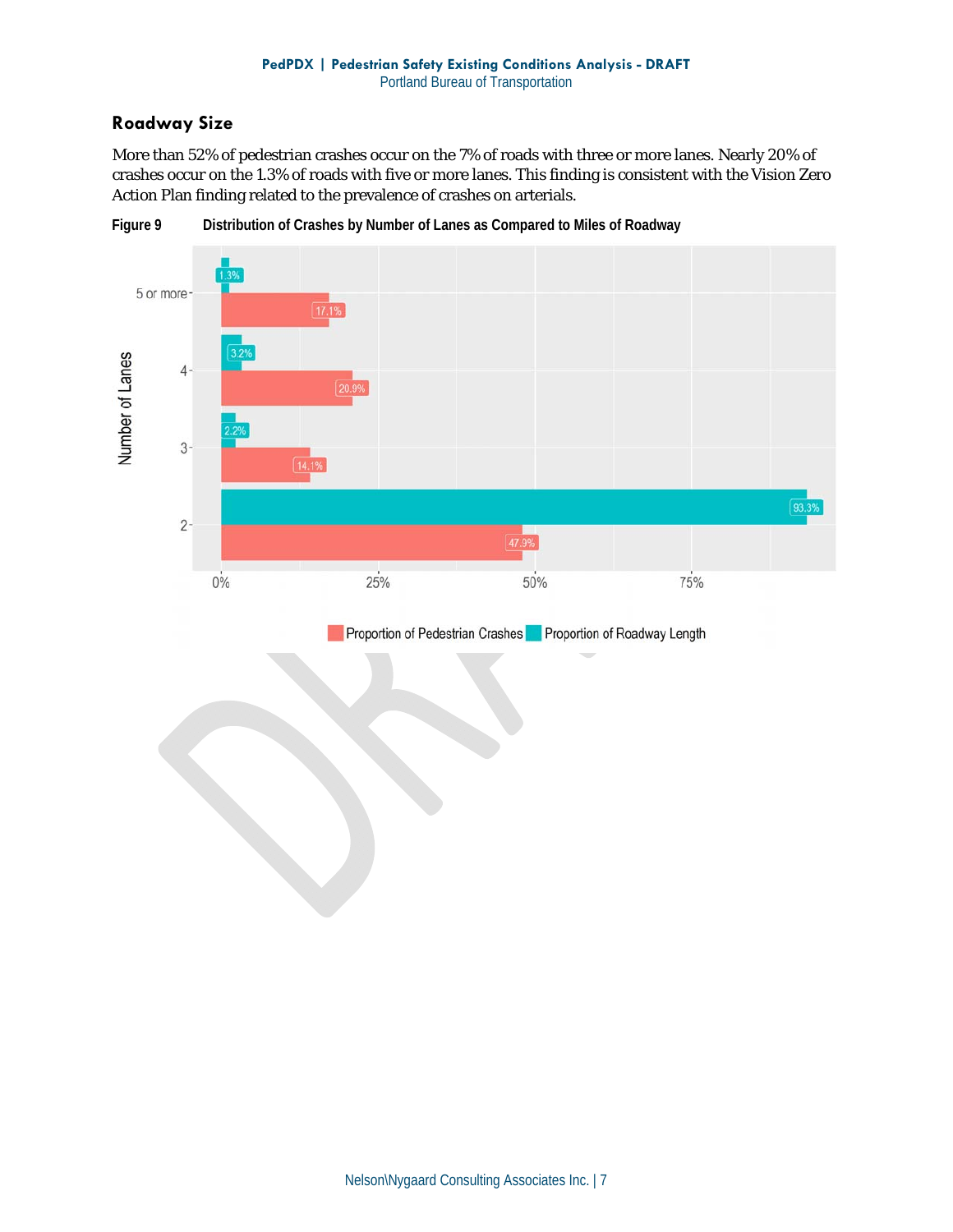## Roadway Size

More than 52% of pedestrian crashes occur on the 7% of roads with three or more lanes. Nearly 20% of crashes occur on the 1.3% of roads with five or more lanes. This finding is consistent with the Vision Zero Action Plan finding related to the prevalence of crashes on arterials.

**Figure 9 Distribution of Crashes by Number of Lanes as Compared to Miles of Roadway**

| Number of Lanes | Proportion of Pedestrian Crashes | Proportion of Roadway Length |
|---|---|---|
| 5 or more | 17.1% | 1.3% |
| 4 | 20.9% | 3.2% |
| 3 | 14.1% | 2.2% |
| 2 | 47.9% | 93.3% |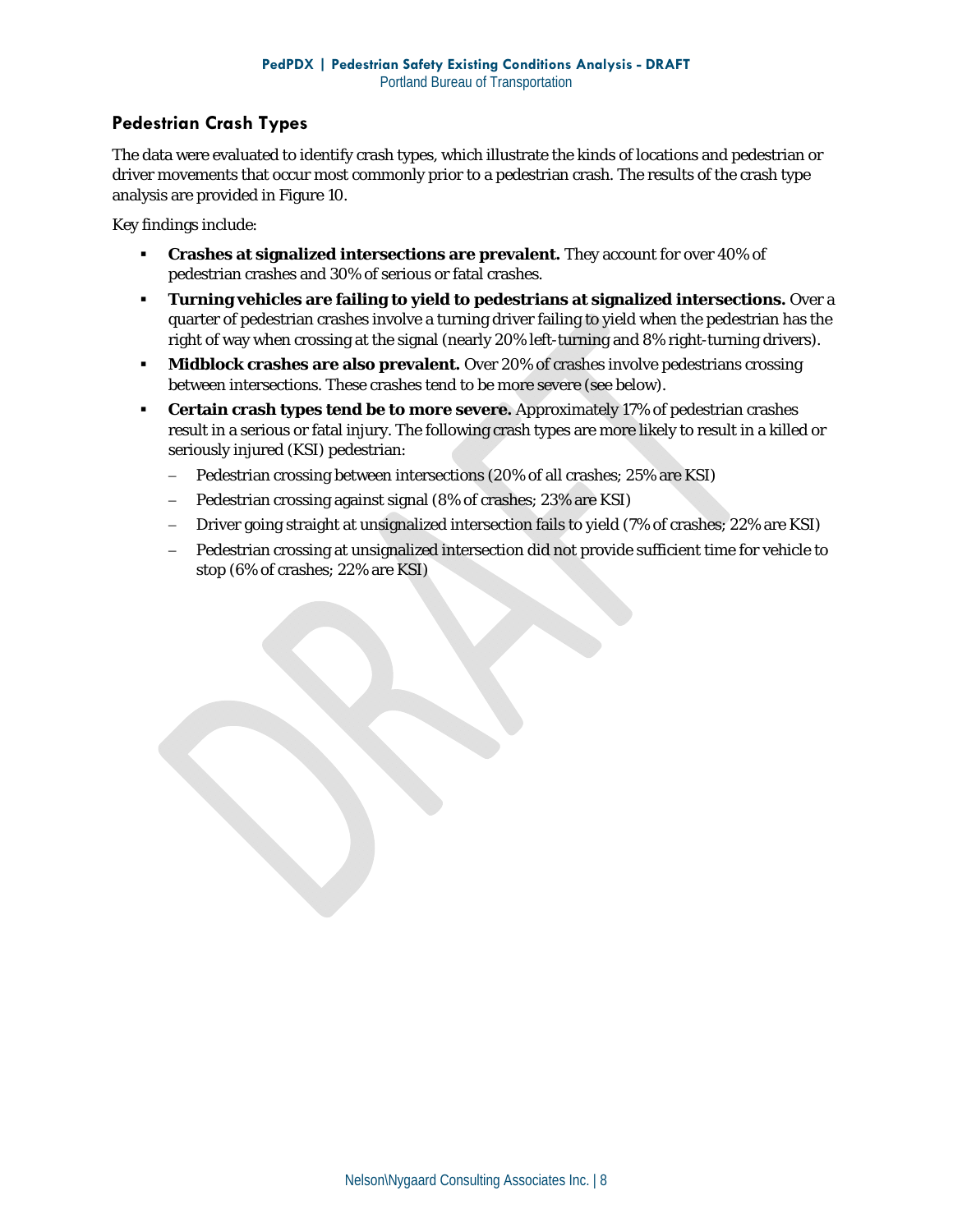## Pedestrian Crash Types

The data were evaluated to identify crash types, which illustrate the kinds of locations and pedestrian or driver movements that occur most commonly prior to a pedestrian crash. The results of the crash type analysis are provided in Figure 10.

Key findings include:

- **Crashes at signalized intersections are prevalent.** They account for over 40% of pedestrian crashes and 30% of serious or fatal crashes.
- **Turning vehicles are failing to yield to pedestrians at signalized intersections.** Over a quarter of pedestrian crashes involve a turning driver failing to yield when the pedestrian has the right of way when crossing at the signal (nearly 20% left-turning and 8% right-turning drivers).
- **Midblock crashes are also prevalent.** Over 20% of crashes involve pedestrians crossing between intersections. These crashes tend to be more severe (see below).
- **Certain crash types tend be to more severe.** Approximately 17% of pedestrian crashes result in a serious or fatal injury. The following crash types are more likely to result in a killed or seriously injured (KSI) pedestrian:
  - Pedestrian crossing between intersections (20% of all crashes; 25% are KSI)
  - Pedestrian crossing against signal (8% of crashes; 23% are KSI)
  - Driver going straight at unsignalized intersection fails to yield (7% of crashes; 22% are KSI)
  - Pedestrian crossing at unsignalized intersection did not provide sufficient time for vehicle to stop (6% of crashes; 22% are KSI)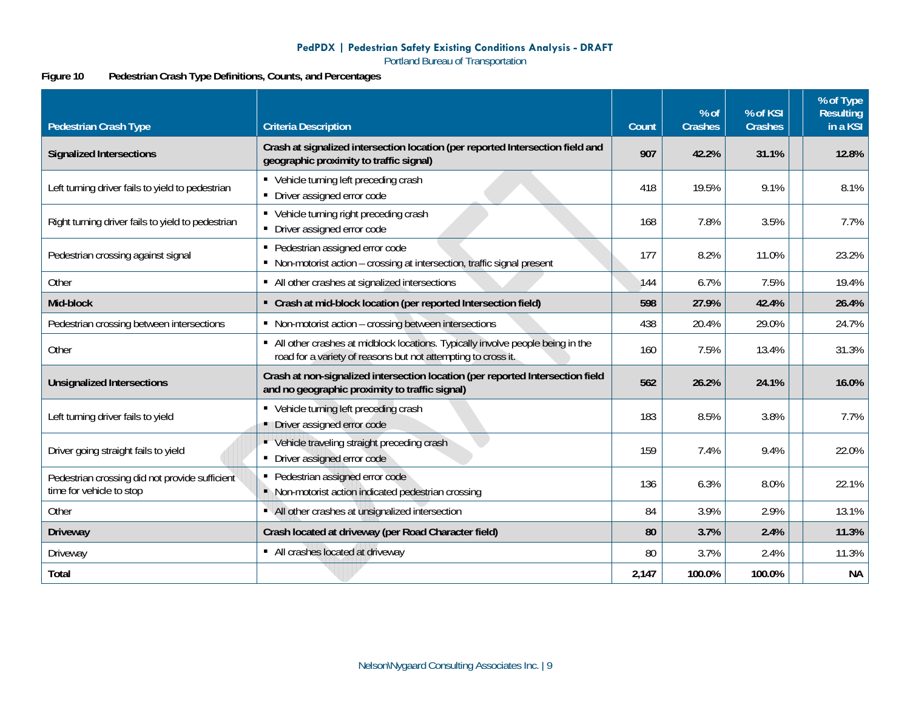**Figure 10 Pedestrian Crash Type Definitions, Counts, and Percentages**

| Pedestrian Crash Type | Criteria Description | Count | % of Crashes | % of KSI Crashes | % of Type Resulting in a KSI |
|---|---|---|---|---|---|
| **Signalized Intersections** | **Crash at signalized intersection location (per reported Intersection field and geographic proximity to traffic signal)** | **907** | **42.2%** | **31.1%** | **12.8%** |
| Left turning driver fails to yield to pedestrian | ▪ Vehicle turning left preceding crash<br>▪ Driver assigned error code | 418 | 19.5% | 9.1% | 8.1% |
| Right turning driver fails to yield to pedestrian | ▪ Vehicle turning right preceding crash<br>▪ Driver assigned error code | 168 | 7.8% | 3.5% | 7.7% |
| Pedestrian crossing against signal | ▪ Pedestrian assigned error code<br>▪ Non-motorist action – crossing at intersection, traffic signal present | 177 | 8.2% | 11.0% | 23.2% |
| Other | ▪ All other crashes at signalized intersections | 144 | 6.7% | 7.5% | 19.4% |
| **Mid-block** | **▪ Crash at mid-block location (per reported Intersection field)** | **598** | **27.9%** | **42.4%** | **26.4%** |
| Pedestrian crossing between intersections | ▪ Non-motorist action – crossing between intersections | 438 | 20.4% | 29.0% | 24.7% |
| Other | ▪ All other crashes at midblock locations. Typically involve people being in the road for a variety of reasons but not attempting to cross it. | 160 | 7.5% | 13.4% | 31.3% |
| **Unsignalized Intersections** | **Crash at non-signalized intersection location (per reported Intersection field and no geographic proximity to traffic signal)** | **562** | **26.2%** | **24.1%** | **16.0%** |
| Left turning driver fails to yield | ▪ Vehicle turning left preceding crash<br>▪ Driver assigned error code | 183 | 8.5% | 3.8% | 7.7% |
| Driver going straight fails to yield | ▪ Vehicle traveling straight preceding crash<br>▪ Driver assigned error code | 159 | 7.4% | 9.4% | 22.0% |
| Pedestrian crossing did not provide sufficient time for vehicle to stop | ▪ Pedestrian assigned error code<br>▪ Non-motorist action indicated pedestrian crossing | 136 | 6.3% | 8.0% | 22.1% |
| Other | ▪ All other crashes at unsignalized intersection | 84 | 3.9% | 2.9% | 13.1% |
| **Driveway** | **Crash located at driveway (per Road Character field)** | **80** | **3.7%** | **2.4%** | **11.3%** |
| Driveway | ▪ All crashes located at driveway | 80 | 3.7% | 2.4% | 11.3% |
| **Total** | | **2,147** | **100.0%** | **100.0%** | **NA** |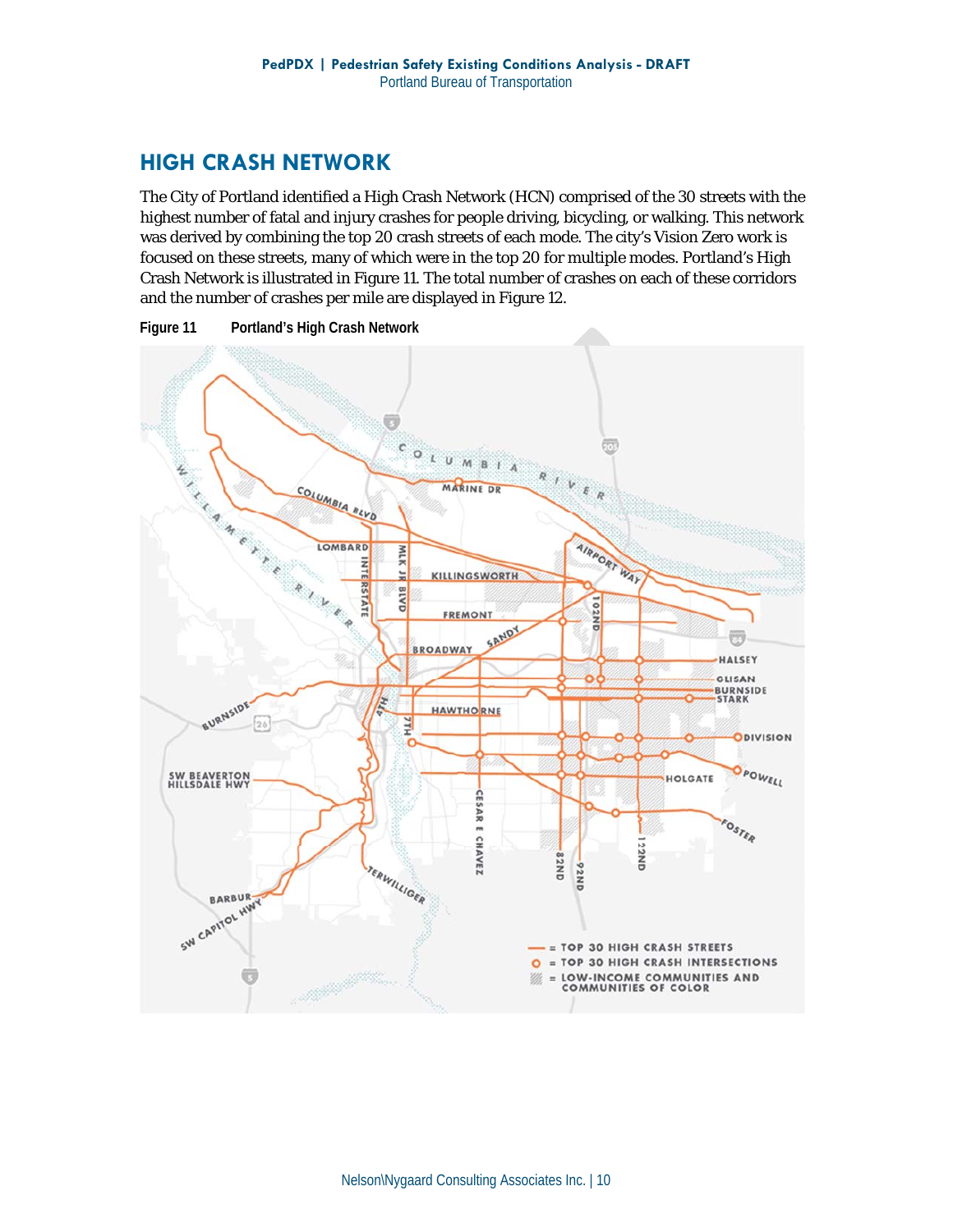## HIGH CRASH NETWORK

The City of Portland identified a High Crash Network (HCN) comprised of the 30 streets with the highest number of fatal and injury crashes for people driving, bicycling, or walking. This network was derived by combining the top 20 crash streets of each mode. The city's Vision Zero work is focused on these streets, many of which were in the top 20 for multiple modes. Portland's High Crash Network is illustrated in Figure 11. The total number of crashes on each of these corridors and the number of crashes per mile are displayed in Figure 12.

**Figure 11 Portland's High Crash Network**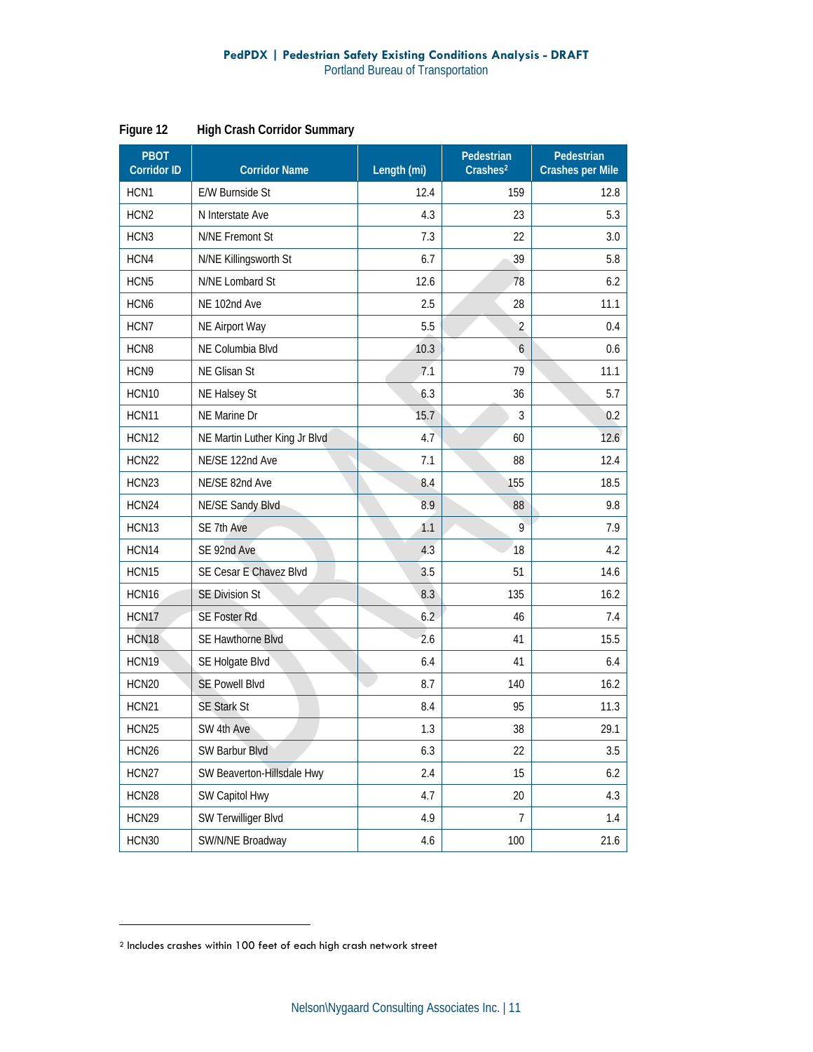**Figure 12 High Crash Corridor Summary**

| PBOT Corridor ID | Corridor Name | Length (mi) | Pedestrian Crashes[2] | Pedestrian Crashes per Mile |
|---|---|---|---|---|
| HCN1 | E/W Burnside St | 12.4 | 159 | 12.8 |
| HCN2 | N Interstate Ave | 4.3 | 23 | 5.3 |
| HCN3 | N/NE Fremont St | 7.3 | 22 | 3.0 |
| HCN4 | N/NE Killingsworth St | 6.7 | 39 | 5.8 |
| HCN5 | N/NE Lombard St | 12.6 | 78 | 6.2 |
| HCN6 | NE 102nd Ave | 2.5 | 28 | 11.1 |
| HCN7 | NE Airport Way | 5.5 | 2 | 0.4 |
| HCN8 | NE Columbia Blvd | 10.3 | 6 | 0.6 |
| HCN9 | NE Glisan St | 7.1 | 79 | 11.1 |
| HCN10 | NE Halsey St | 6.3 | 36 | 5.7 |
| HCN11 | NE Marine Dr | 15.7 | 3 | 0.2 |
| HCN12 | NE Martin Luther King Jr Blvd | 4.7 | 60 | 12.6 |
| HCN22 | NE/SE 122nd Ave | 7.1 | 88 | 12.4 |
| HCN23 | NE/SE 82nd Ave | 8.4 | 155 | 18.5 |
| HCN24 | NE/SE Sandy Blvd | 8.9 | 88 | 9.8 |
| HCN13 | SE 7th Ave | 1.1 | 9 | 7.9 |
| HCN14 | SE 92nd Ave | 4.3 | 18 | 4.2 |
| HCN15 | SE Cesar E Chavez Blvd | 3.5 | 51 | 14.6 |
| HCN16 | SE Division St | 8.3 | 135 | 16.2 |
| HCN17 | SE Foster Rd | 6.2 | 46 | 7.4 |
| HCN18 | SE Hawthorne Blvd | 2.6 | 41 | 15.5 |
| HCN19 | SE Holgate Blvd | 6.4 | 41 | 6.4 |
| HCN20 | SE Powell Blvd | 8.7 | 140 | 16.2 |
| HCN21 | SE Stark St | 8.4 | 95 | 11.3 |
| HCN25 | SW 4th Ave | 1.3 | 38 | 29.1 |
| HCN26 | SW Barbur Blvd | 6.3 | 22 | 3.5 |
| HCN27 | SW Beaverton-Hillsdale Hwy | 2.4 | 15 | 6.2 |
| HCN28 | SW Capitol Hwy | 4.7 | 20 | 4.3 |
| HCN29 | SW Terwilliger Blvd | 4.9 | 7 | 1.4 |
| HCN30 | SW/N/NE Broadway | 4.6 | 100 | 21.6 |

[2] Includes crashes within 100 feet of each high crash network street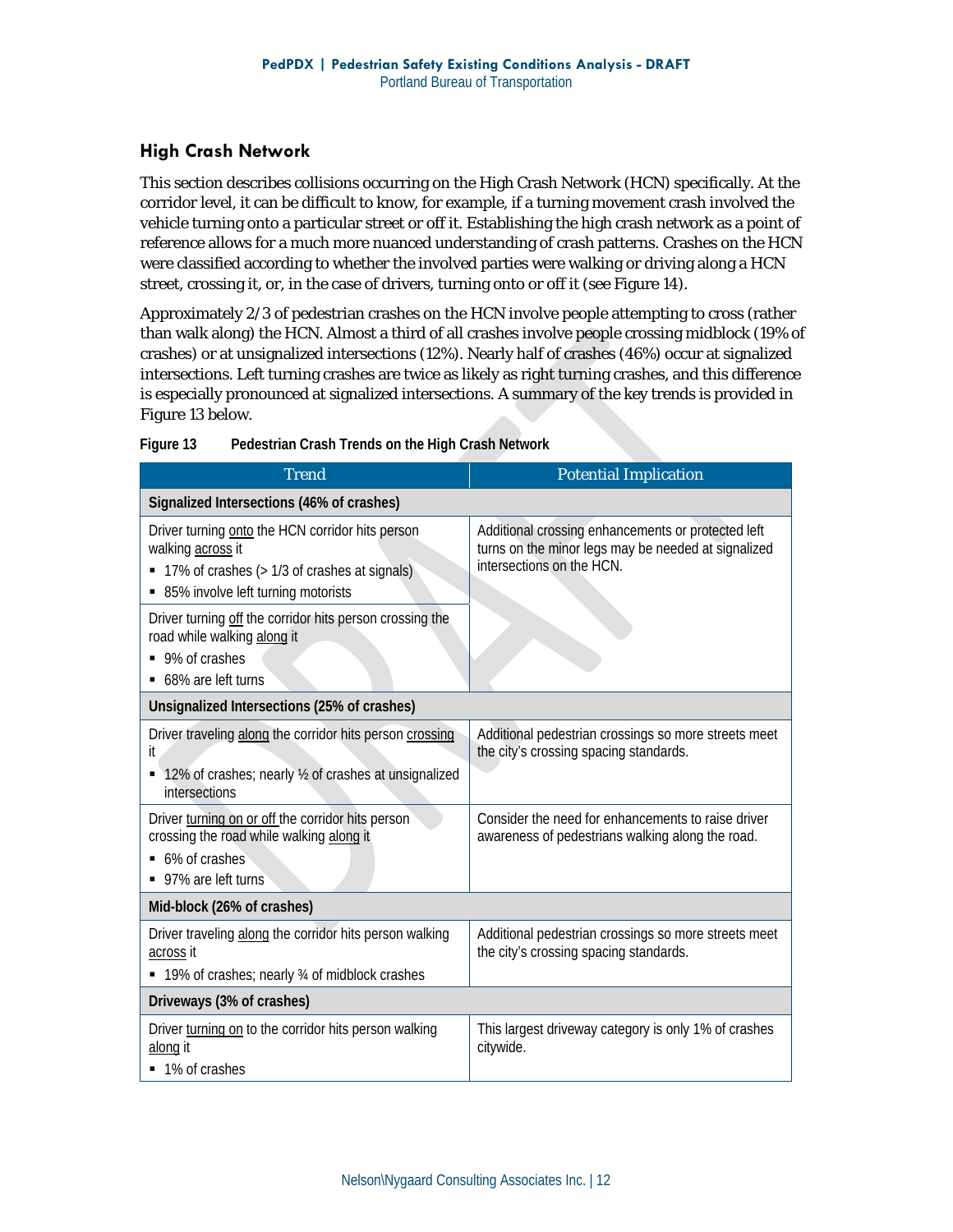## High Crash Network

This section describes collisions occurring on the High Crash Network (HCN) specifically. At the corridor level, it can be difficult to know, for example, if a turning movement crash involved the vehicle turning onto a particular street or off it. Establishing the high crash network as a point of reference allows for a much more nuanced understanding of crash patterns. Crashes on the HCN were classified according to whether the involved parties were walking or driving along a HCN street, crossing it, or, in the case of drivers, turning onto or off it (see Figure 14).

Approximately 2/3 of pedestrian crashes on the HCN involve people attempting to cross (rather than walk along) the HCN. Almost a third of all crashes involve people crossing midblock (19% of crashes) or at unsignalized intersections (12%). Nearly half of crashes (46%) occur at signalized intersections. Left turning crashes are twice as likely as right turning crashes, and this difference is especially pronounced at signalized intersections. A summary of the key trends is provided in Figure 13 below.

**Figure 13 Pedestrian Crash Trends on the High Crash Network**

| Trend | Potential Implication |
|---|---|
| **Signalized Intersections (46% of crashes)** | |
| Driver turning onto the HCN corridor hits person walking across it<br>▪ 17% of crashes (> 1/3 of crashes at signals)<br>▪ 85% involve left turning motorists | Additional crossing enhancements or protected left turns on the minor legs may be needed at signalized intersections on the HCN. |
| Driver turning off the corridor hits person crossing the road while walking along it<br>▪ 9% of crashes<br>▪ 68% are left turns | |
| **Unsignalized Intersections (25% of crashes)** | |
| Driver traveling along the corridor hits person crossing it<br>▪ 12% of crashes; nearly ½ of crashes at unsignalized intersections | Additional pedestrian crossings so more streets meet the city's crossing spacing standards. |
| Driver turning on or off the corridor hits person crossing the road while walking along it<br>▪ 6% of crashes<br>▪ 97% are left turns | Consider the need for enhancements to raise driver awareness of pedestrians walking along the road. |
| **Mid-block (26% of crashes)** | |
| Driver traveling along the corridor hits person walking across it<br>▪ 19% of crashes; nearly ¾ of midblock crashes | Additional pedestrian crossings so more streets meet the city's crossing spacing standards. |
| **Driveways (3% of crashes)** | |
| Driver turning on to the corridor hits person walking along it<br>▪ 1% of crashes | This largest driveway category is only 1% of crashes citywide. |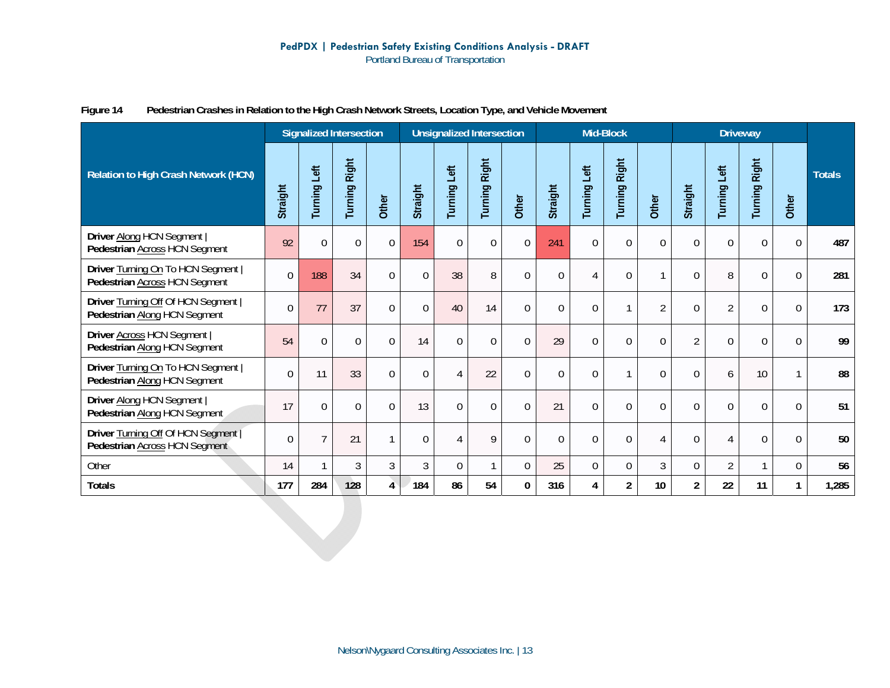**Figure 14 Pedestrian Crashes in Relation to the High Crash Network Streets, Location Type, and Vehicle Movement**

| Relation to High Crash Network (HCN) | Signalized Intersection | | | | Unsignalized Intersection | | | | Mid-Block | | | | Driveway | | | | Totals |
|---|---|---|---|---|---|---|---|---|---|---|---|---|---|---|---|---|---|
| | Straight | Turning Left | Turning Right | Other | Straight | Turning Left | Turning Right | Other | Straight | Turning Left | Turning Right | Other | Straight | Turning Left | Turning Right | Other | |
| **Driver** Along HCN Segment \| **Pedestrian** Across HCN Segment | 92 | 0 | 0 | 0 | 154 | 0 | 0 | 0 | 241 | 0 | 0 | 0 | 0 | 0 | 0 | 0 | **487** |
| **Driver** Turning On To HCN Segment \| **Pedestrian** Across HCN Segment | 0 | 188 | 34 | 0 | 0 | 38 | 8 | 0 | 0 | 4 | 0 | 1 | 0 | 8 | 0 | 0 | **281** |
| **Driver** Turning Off Of HCN Segment \| **Pedestrian** Along HCN Segment | 0 | 77 | 37 | 0 | 0 | 40 | 14 | 0 | 0 | 0 | 1 | 2 | 0 | 2 | 0 | 0 | **173** |
| **Driver** Across HCN Segment \| **Pedestrian** Along HCN Segment | 54 | 0 | 0 | 0 | 14 | 0 | 0 | 0 | 29 | 0 | 0 | 0 | 2 | 0 | 0 | 0 | **99** |
| **Driver** Turning On To HCN Segment \| **Pedestrian** Along HCN Segment | 0 | 11 | 33 | 0 | 0 | 4 | 22 | 0 | 0 | 0 | 1 | 0 | 0 | 6 | 10 | 1 | **88** |
| **Driver** Along HCN Segment \| **Pedestrian** Along HCN Segment | 17 | 0 | 0 | 0 | 13 | 0 | 0 | 0 | 21 | 0 | 0 | 0 | 0 | 0 | 0 | 0 | **51** |
| **Driver** Turning Off Of HCN Segment \| **Pedestrian** Across HCN Segment | 0 | 7 | 21 | 1 | 0 | 4 | 9 | 0 | 0 | 0 | 0 | 4 | 0 | 4 | 0 | 0 | **50** |
| Other | 14 | 1 | 3 | 3 | 3 | 0 | 1 | 0 | 25 | 0 | 0 | 3 | 0 | 2 | 1 | 0 | **56** |
| **Totals** | **177** | **284** | **128** | **4** | **184** | **86** | **54** | **0** | **316** | **4** | **2** | **10** | **2** | **22** | **11** | **1** | **1,285** |